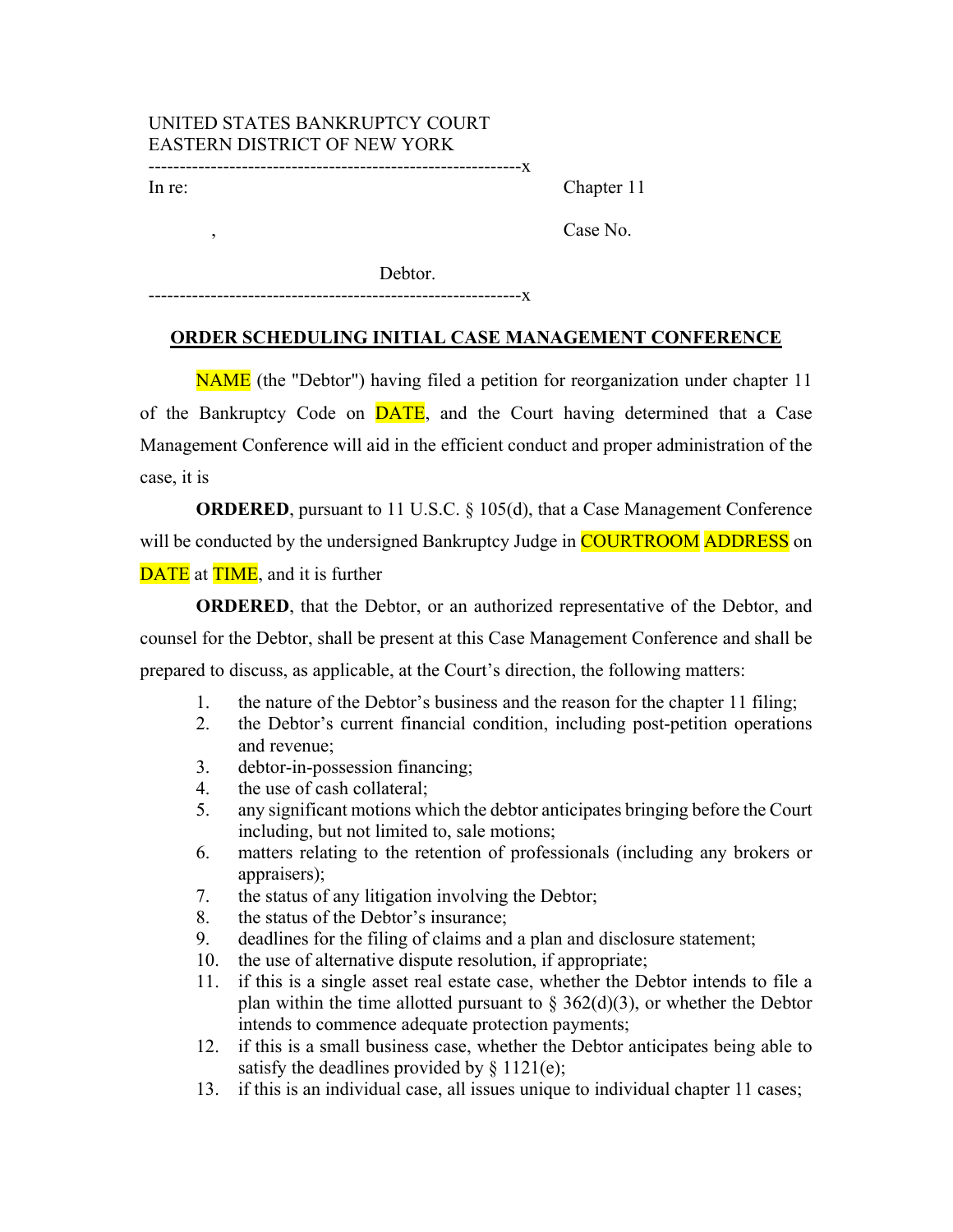UNITED STATES BANKRUPTCY COURT
EASTERN DISTRICT OF NEW YORK

------------------------------------------------------------x

In re: Chapter 11

, Case No.

Debtor.

------------------------------------------------------------x

**ORDER SCHEDULING INITIAL CASE MANAGEMENT CONFERENCE**

NAME (the "Debtor") having filed a petition for reorganization under chapter 11 of the Bankruptcy Code on DATE, and the Court having determined that a Case Management Conference will aid in the efficient conduct and proper administration of the case, it is

**ORDERED**, pursuant to 11 U.S.C. § 105(d), that a Case Management Conference will be conducted by the undersigned Bankruptcy Judge in COURTROOM ADDRESS on DATE at TIME, and it is further

**ORDERED**, that the Debtor, or an authorized representative of the Debtor, and counsel for the Debtor, shall be present at this Case Management Conference and shall be prepared to discuss, as applicable, at the Court's direction, the following matters:

1. the nature of the Debtor's business and the reason for the chapter 11 filing;
2. the Debtor's current financial condition, including post-petition operations and revenue;
3. debtor-in-possession financing;
4. the use of cash collateral;
5. any significant motions which the debtor anticipates bringing before the Court including, but not limited to, sale motions;
6. matters relating to the retention of professionals (including any brokers or appraisers);
7. the status of any litigation involving the Debtor;
8. the status of the Debtor's insurance;
9. deadlines for the filing of claims and a plan and disclosure statement;
10. the use of alternative dispute resolution, if appropriate;
11. if this is a single asset real estate case, whether the Debtor intends to file a plan within the time allotted pursuant to § 362(d)(3), or whether the Debtor intends to commence adequate protection payments;
12. if this is a small business case, whether the Debtor anticipates being able to satisfy the deadlines provided by § 1121(e);
13. if this is an individual case, all issues unique to individual chapter 11 cases;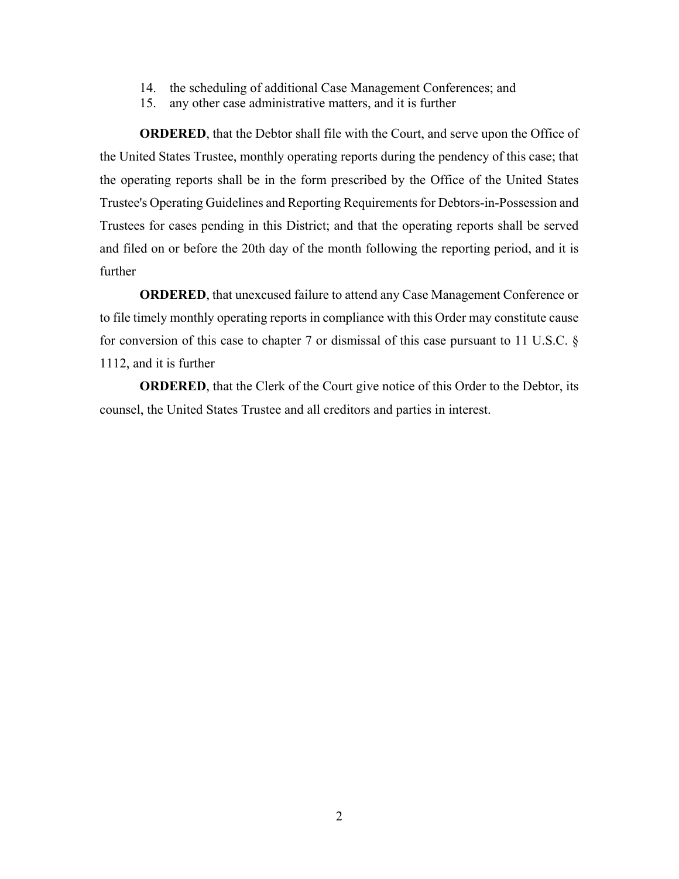14. the scheduling of additional Case Management Conferences; and
15. any other case administrative matters, and it is further

**ORDERED**, that the Debtor shall file with the Court, and serve upon the Office of the United States Trustee, monthly operating reports during the pendency of this case; that the operating reports shall be in the form prescribed by the Office of the United States Trustee's Operating Guidelines and Reporting Requirements for Debtors-in-Possession and Trustees for cases pending in this District; and that the operating reports shall be served and filed on or before the 20th day of the month following the reporting period, and it is further

**ORDERED**, that unexcused failure to attend any Case Management Conference or to file timely monthly operating reports in compliance with this Order may constitute cause for conversion of this case to chapter 7 or dismissal of this case pursuant to 11 U.S.C. § 1112, and it is further

**ORDERED**, that the Clerk of the Court give notice of this Order to the Debtor, its counsel, the United States Trustee and all creditors and parties in interest.